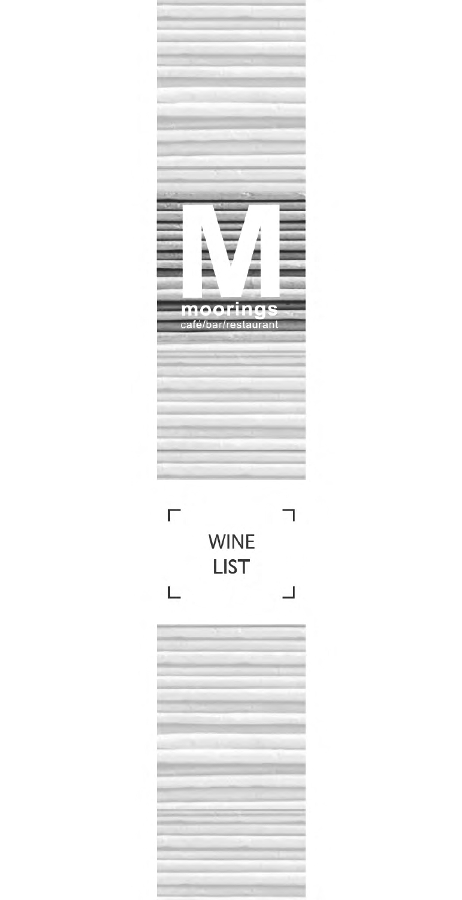M

moorings

café/bar/restaurant

# WINE LIST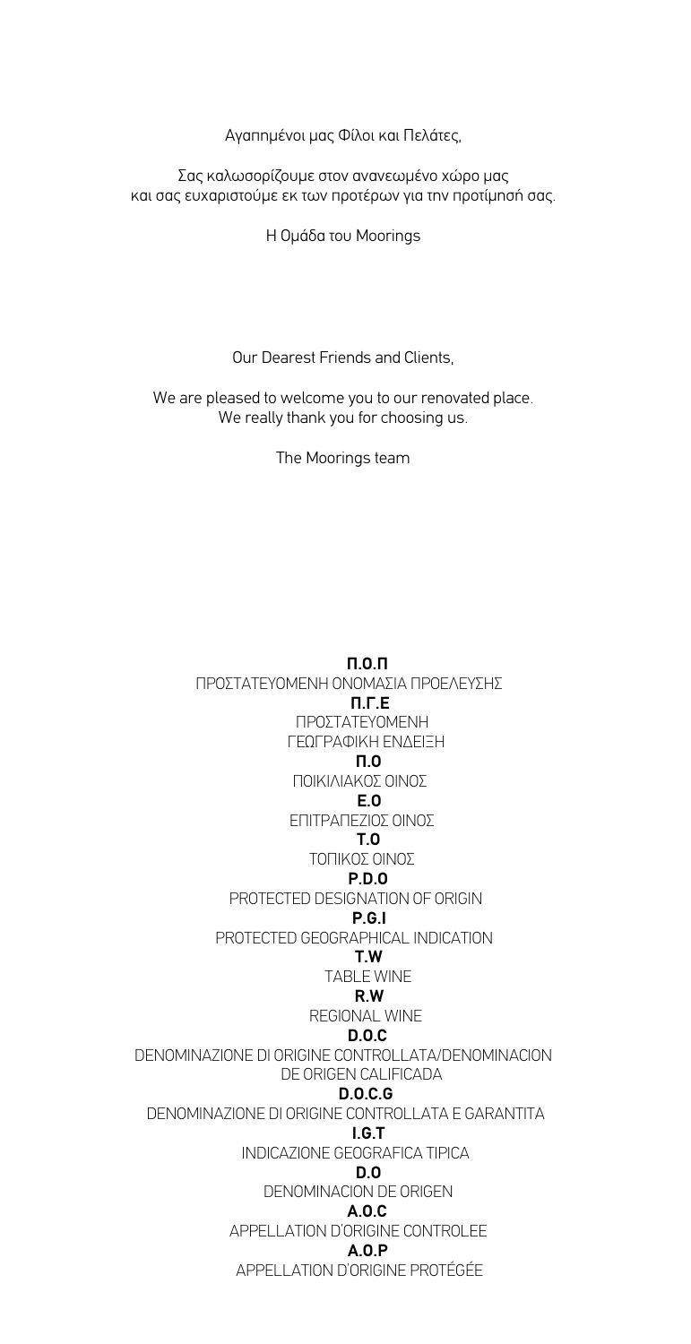Αγαπημένοι μας Φίλοι και Πελάτες,

Σας καλωσορίζουμε στον ανανεωμένο χώρο μας
και σας ευχαριστούμε εκ των προτέρων για την προτίμησή σας.

Η Ομάδα του Moorings

Our Dearest Friends and Clients,

We are pleased to welcome you to our renovated place.
We really thank you for choosing us.

The Moorings team

**Π.Ο.Π**
ΠΡΟΣΤΑΤΕΥΟΜΕΝΗ ΟΝΟΜΑΣΙΑ ΠΡΟΕΛΕΥΣΗΣ

**Π.Γ.Ε**
ΠΡΟΣΤΑΤΕΥΟΜΕΝΗ
ΓΕΩΓΡΑΦΙΚΗ ΕΝΔΕΙΞΗ

**Π.Ο**
ΠΟΙΚΙΛΙΑΚΟΣ ΟΙΝΟΣ

**Ε.Ο**
ΕΠΙΤΡΑΠΕΖΙΟΣ ΟΙΝΟΣ

**Τ.Ο**
ΤΟΠΙΚΟΣ ΟΙΝΟΣ

**P.D.O**
PROTECTED DESIGNATION OF ORIGIN

**P.G.I**
PROTECTED GEOGRAPHICAL INDICATION

**T.W**
TABLE WINE

**R.W**
REGIONAL WINE

**D.O.C**
DENOMINAZIONE DI ORIGINE CONTROLLATA/DENOMINACION
DE ORIGEN CALIFICADA

**D.O.C.G**
DENOMINAZIONE DI ORIGINE CONTROLLATA E GARANTITA

**I.G.T**
INDICAZIONE GEOGRAFICA TIPICA

**D.O**
DENOMINACION DE ORIGEN

**A.O.C**
APPELLATION D'ORIGINE CONTROLEE

**A.O.P**
APPELLATION D'ORIGINE PROTÉGÉE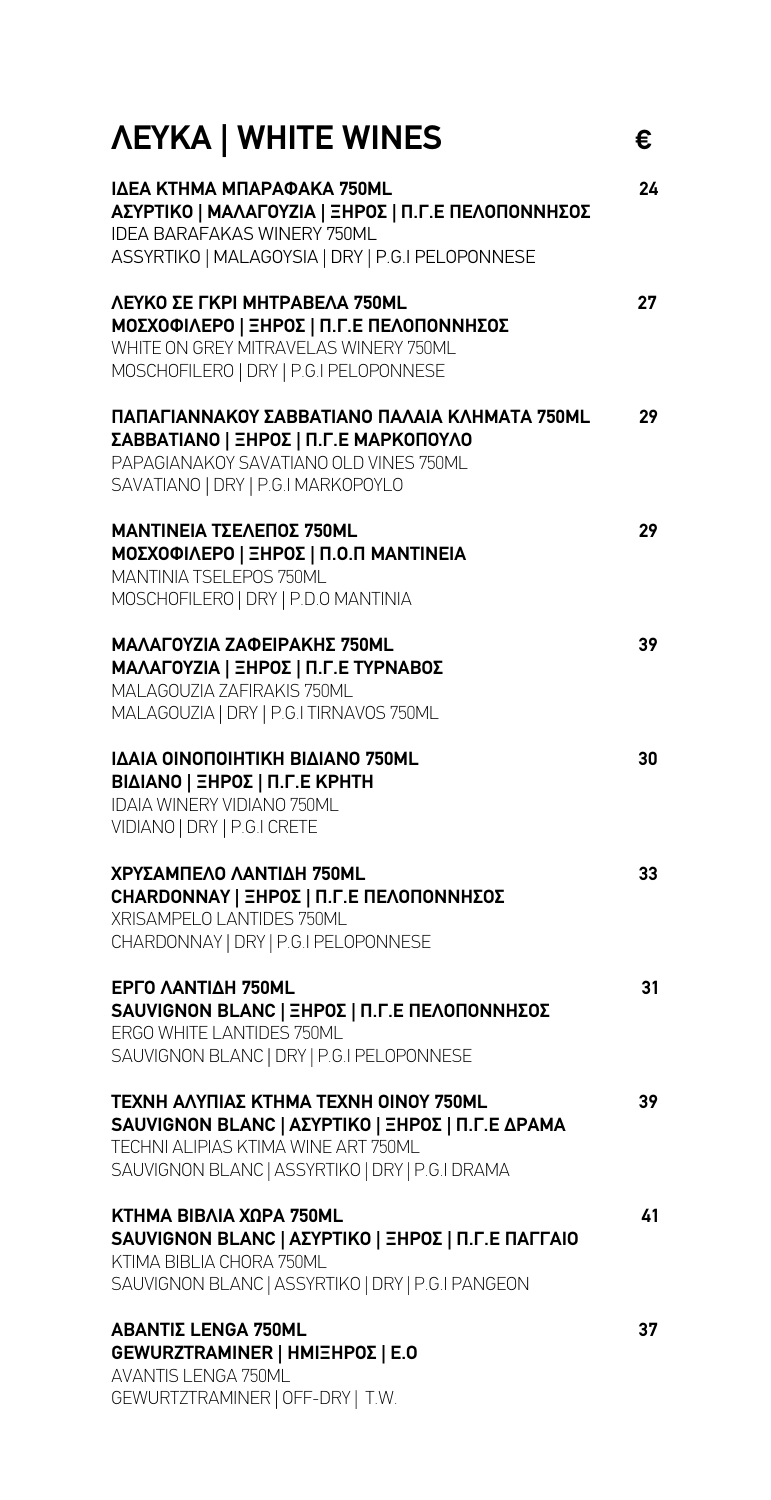## ΛΕΥΚΑ | WHITE WINES

| | € |
|---|---|
| **ΙΔΕΑ ΚΤΗΜΑ ΜΠΑΡΑΦΑΚΑ 750ML**<br>**ΑΣΥΡΤΙΚΟ \| ΜΑΛΑΓΟΥΖΙΑ \| ΞΗΡΟΣ \| Π.Γ.Ε ΠΕΛΟΠΟΝΝΗΣΟΣ**<br>IDEA BARAFAKAS WINERY 750ML<br>ASSYRTIKO \| MALAGOYSIA \| DRY \| P.G.I PELOPONNESE | 24 |
| **ΛΕΥΚΟ ΣΕ ΓΚΡΙ ΜΗΤΡΑΒΕΛΑ 750ML**<br>**ΜΟΣΧΟΦΙΛΕΡΟ \| ΞΗΡΟΣ \| Π.Γ.Ε ΠΕΛΟΠΟΝΝΗΣΟΣ**<br>WHITE ON GREY MITRAVELAS WINERY 750ML<br>MOSCHOFILERO \| DRY \| P.G.I PELOPONNESE | 27 |
| **ΠΑΠΑΓΙΑΝΝΑΚΟΥ ΣΑΒΒΑΤΙΑΝΟ ΠΑΛΑΙΑ ΚΛΗΜΑΤΑ 750ML**<br>**ΣΑΒΒΑΤΙΑΝΟ \| ΞΗΡΟΣ \| Π.Γ.Ε ΜΑΡΚΟΠΟΥΛΟ**<br>PAPAGIANAKOY SAVATIANO OLD VINES 750ML<br>SAVATIANO \| DRY \| P.G.I MARKOPOYLO | 29 |
| **ΜΑΝΤΙΝΕΙΑ ΤΣΕΛΕΠΟΣ 750ML**<br>**ΜΟΣΧΟΦΙΛΕΡΟ \| ΞΗΡΟΣ \| Π.Ο.Π ΜΑΝΤΙΝΕΙΑ**<br>MANTINIA TSELEPOS 750ML<br>MOSCHOFILERO \| DRY \| P.D.O MANTINIA | 29 |
| **ΜΑΛΑΓΟΥΖΙΑ ΖΑΦΕΙΡΑΚΗΣ 750ML**<br>**ΜΑΛΑΓΟΥΖΙΑ \| ΞΗΡΟΣ \| Π.Γ.Ε ΤΥΡΝΑΒΟΣ**<br>MALAGOUZIA ZAFIRAKIS 750ML<br>MALAGOUZIA \| DRY \| P.G.I TIRNAVOS 750ML | 39 |
| **ΙΔΑΙΑ ΟΙΝΟΠΟΙΗΤΙΚΗ ΒΙΔΙΑΝΟ 750ML**<br>**ΒΙΔΙΑΝΟ \| ΞΗΡΟΣ \| Π.Γ.Ε ΚΡΗΤΗ**<br>IDAIA WINERY VIDIANO 750ML<br>VIDIANO \| DRY \| P.G.I CRETE | 30 |
| **ΧΡΥΣΑΜΠΕΛΟ ΛΑΝΤΙΔΗ 750ML**<br>**CHARDONNAY \| ΞΗΡΟΣ \| Π.Γ.Ε ΠΕΛΟΠΟΝΝΗΣΟΣ**<br>XRISAMPELO LANTIDES 750ML<br>CHARDONNAY \| DRY \| P.G.I PELOPONNESE | 33 |
| **ΕΡΓΟ ΛΑΝΤΙΔΗ 750ML**<br>**SAUVIGNON BLANC \| ΞΗΡΟΣ \| Π.Γ.Ε ΠΕΛΟΠΟΝΝΗΣΟΣ**<br>ERGO WHITE LANTIDES 750ML<br>SAUVIGNON BLANC \| DRY \| P.G.I PELOPONNESE | 31 |
| **ΤΕΧΝΗ ΑΛΥΠΙΑΣ ΚΤΗΜΑ ΤΕΧΝΗ ΟΙΝΟΥ 750ML**<br>**SAUVIGNON BLANC \| ΑΣΥΡΤΙΚΟ \| ΞΗΡΟΣ \| Π.Γ.Ε ΔΡΑΜΑ**<br>TECHNI ALIPIAS KTIMA WINE ART 750ML<br>SAUVIGNON BLANC \| ASSYRTIKO \| DRY \| P.G.I DRAMA | 39 |
| **ΚΤΗΜΑ ΒΙΒΛΙΑ ΧΩΡΑ 750ML**<br>**SAUVIGNON BLANC \| ΑΣΥΡΤΙΚΟ \| ΞΗΡΟΣ \| Π.Γ.Ε ΠΑΓΓΑΙΟ**<br>KTIMA BIBLIA CHORA 750ML<br>SAUVIGNON BLANC \| ASSYRTIKO \| DRY \| P.G.I PANGEON | 41 |
| **ΑΒΑΝΤΙΣ LENGA 750ML**<br>**GEWURZTRAMINER \| ΗΜΙΞΗΡΟΣ \| Ε.Ο**<br>AVANTIS LENGA 750ML<br>GEWURTZTRAMINER \| OFF-DRY \| T.W. | 37 |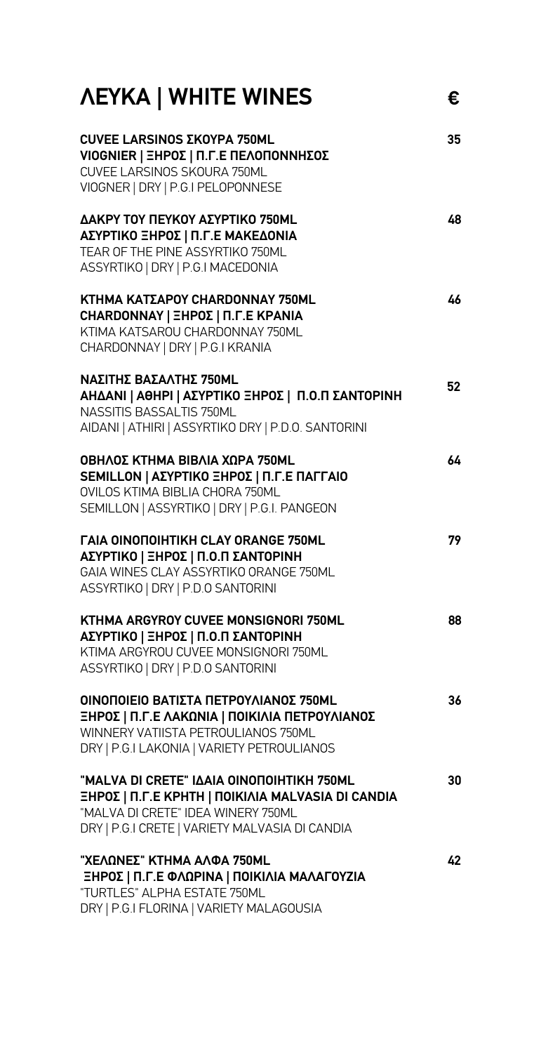## ΛΕΥΚΑ | WHITE WINES

| | € |
|---|---|
| **CUVEE LARSINOS ΣΚΟΥΡΑ 750ML**<br>**VIOGNIER \| ΞΗΡΟΣ \| Π.Γ.Ε ΠΕΛΟΠΟΝΝΗΣΟΣ**<br>CUVEE LARSINOS SKOURA 750ML<br>VIOGNER \| DRY \| P.G.I PELOPONNESE | 35 |
| **ΔΑΚΡΥ ΤΟΥ ΠΕΥΚΟΥ ΑΣΥΡΤΙΚΟ 750ML**<br>**ΑΣΥΡΤΙΚΟ ΞΗΡΟΣ \| Π.Γ.Ε ΜΑΚΕΔΟΝΙΑ**<br>TEAR OF THE PINE ASSYRTIKO 750ML<br>ASSYRTIKO \| DRY \| P.G.I MACEDONIA | 48 |
| **ΚΤΗΜΑ ΚΑΤΣΑΡΟΥ CHARDONNAY 750ML**<br>**CHARDONNAY \| ΞΗΡΟΣ \| Π.Γ.Ε ΚΡΑΝΙΑ**<br>KTIMA KATSAROU CHARDONNAY 750ML<br>CHARDONNAY \| DRY \| P.G.I KRANIA | 46 |
| **ΝΑΣΙΤΗΣ ΒΑΣΑΛΤΗΣ 750ML**<br>**ΑΗΔΑΝΙ \| ΑΘΗΡΙ \| ΑΣΥΡΤΙΚΟ ΞΗΡΟΣ \| Π.Ο.Π ΣΑΝΤΟΡΙΝΗ**<br>NASSITIS BASSALTIS 750ML<br>AIDANI \| ATHIRI \| ASSYRTIKO DRY \| P.D.O. SANTORINI | 52 |
| **ΟΒΗΛΟΣ ΚΤΗΜΑ ΒΙΒΛΙΑ ΧΩΡΑ 750ML**<br>**SEMILLON \| ΑΣΥΡΤΙΚΟ ΞΗΡΟΣ \| Π.Γ.Ε ΠΑΓΓΑΙΟ**<br>OVILOS KTIMA BIBLIA CHORA 750ML<br>SEMILLON \| ASSYRTIKO \| DRY \| P.G.I. PANGEON | 64 |
| **ΓΑΙΑ ΟΙΝΟΠΟΙΗΤΙΚΗ CLAY ORANGE 750ML**<br>**ΑΣΥΡΤΙΚΟ \| ΞΗΡΟΣ \| Π.Ο.Π ΣΑΝΤΟΡΙΝΗ**<br>GAIA WINES CLAY ASSYRTIKO ORANGE 750ML<br>ASSYRTIKO \| DRY \| P.D.O SANTORINI | 79 |
| **ΚΤΗΜΑ ARGYROY CUVEE MONSIGNORI 750ML**<br>**ΑΣΥΡΤΙΚΟ \| ΞΗΡΟΣ \| Π.Ο.Π ΣΑΝΤΟΡΙΝΗ**<br>KTIMA ARGYROU CUVEE MONSIGNORI 750ML<br>ASSYRTIKO \| DRY \| P.D.O SANTORINI | 88 |
| **ΟΙΝΟΠΟΙΕΙΟ ΒΑΤΙΣΤΑ ΠΕΤΡΟΥΛΙΑΝΟΣ 750ML**<br>**ΞΗΡΟΣ \| Π.Γ.Ε ΛΑΚΩΝΙΑ \| ΠΟΙΚΙΛΙΑ ΠΕΤΡΟΥΛΙΑΝΟΣ**<br>WINNERY VATIISTA PETROULIANOS 750ML<br>DRY \| P.G.I LAKONIA \| VARIETY PETROULIANOS | 36 |
| **"MALVA DI CRETE" ΙΔΑΙΑ ΟΙΝΟΠΟΙΗΤΙΚΗ 750ML**<br>**ΞΗΡΟΣ \| Π.Γ.Ε ΚΡΗΤΗ \| ΠΟΙΚΙΛΙΑ MALVASIA DI CANDIA**<br>"MALVA DI CRETE" IDEA WINERY 750ML<br>DRY \| P.G.I CRETE \| VARIETY MALVASIA DI CANDIA | 30 |
| **"ΧΕΛΩΝΕΣ" ΚΤΗΜΑ ΑΛΦΑ 750ML**<br>**ΞΗΡΟΣ \| Π.Γ.Ε ΦΛΩΡΙΝΑ \| ΠΟΙΚΙΛΙΑ ΜΑΛΑΓΟΥΖΙΑ**<br>"TURTLES" ALPHA ESTATE 750ML<br>DRY \| P.G.I FLORINA \| VARIETY MALAGOUSIA | 42 |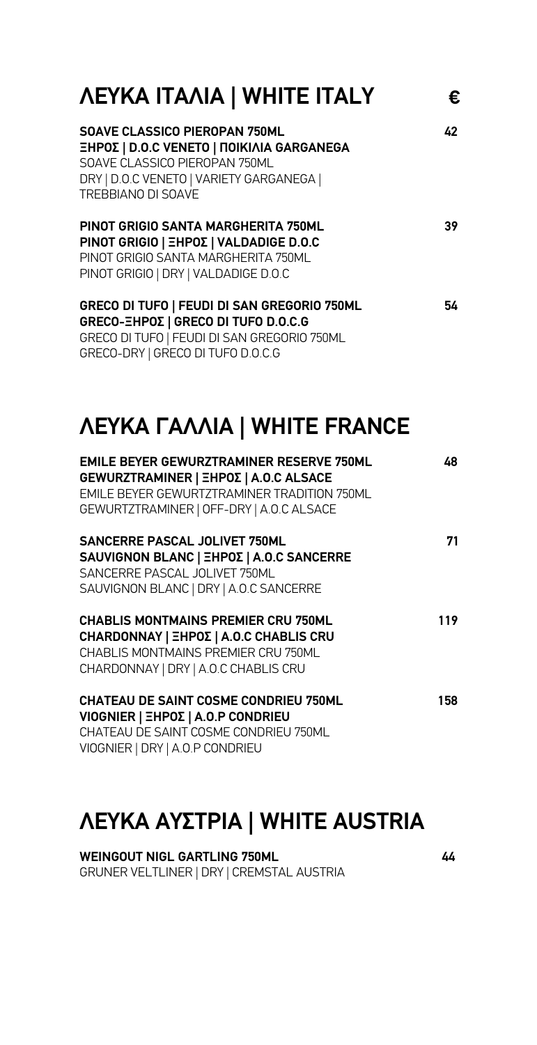## ΛΕΥΚΑ ΙΤΑΛΙΑ | WHITE ITALY €

**SOAVE CLASSICO PIEROPAN 750ML** 42
**ΞΗΡΟΣ | D.O.C VENETO | ΠΟΙΚΙΛΙΑ GARGANEGA**
SOAVE CLASSICO PIEROPAN 750ML
DRY | D.O.C VENETO | VARIETY GARGANEGA | TREBBIANO DI SOAVE

**PINOT GRIGIO SANTA MARGHERITA 750ML** 39
**PINOT GRIGIO | ΞΗΡΟΣ | VALDADIGE D.O.C**
PINOT GRIGIO SANTA MARGHERITA 750ML
PINOT GRIGIO | DRY | VALDADIGE D.O.C

**GRECO DI TUFO | FEUDI DI SAN GREGORIO 750ML** 54
**GRECO-ΞΗΡΟΣ | GRECO DI TUFO D.O.C.G**
GRECO DI TUFO | FEUDI DI SAN GREGORIO 750ML
GRECO-DRY | GRECO DI TUFO D.O.C.G

## ΛΕΥΚΑ ΓΑΛΛΙΑ | WHITE FRANCE

**EMILE BEYER GEWURZTRAMINER RESERVE 750ML** 48
**GEWURZTRAMINER | ΞΗΡΟΣ | A.O.C ALSACE**
EMILE BEYER GEWURZTRAMINER TRADITION 750ML
GEWURZTRAMINER | OFF-DRY | A.O.C ALSACE

**SANCERRE PASCAL JOLIVET 750ML** 71
**SAUVIGNON BLANC | ΞΗΡΟΣ | A.O.C SANCERRE**
SANCERRE PASCAL JOLIVET 750ML
SAUVIGNON BLANC | DRY | A.O.C SANCERRE

**CHABLIS MONTMAINS PREMIER CRU 750ML** 119
**CHARDONNAY | ΞΗΡΟΣ | A.O.C CHABLIS CRU**
CHABLIS MONTMAINS PREMIER CRU 750ML
CHARDONNAY | DRY | A.O.C CHABLIS CRU

**CHATEAU DE SAINT COSME CONDRIEU 750ML** 158
**VIOGNIER | ΞΗΡΟΣ | A.O.P CONDRIEU**
CHATEAU DE SAINT COSME CONDRIEU 750ML
VIOGNIER | DRY | A.O.P CONDRIEU

## ΛΕΥΚΑ ΑΥΣΤΡΙΑ | WHITE AUSTRIA

**WEINGOUT NIGL GARTLING 750ML** 44
GRUNER VELTLINER | DRY | CREMSTAL AUSTRIA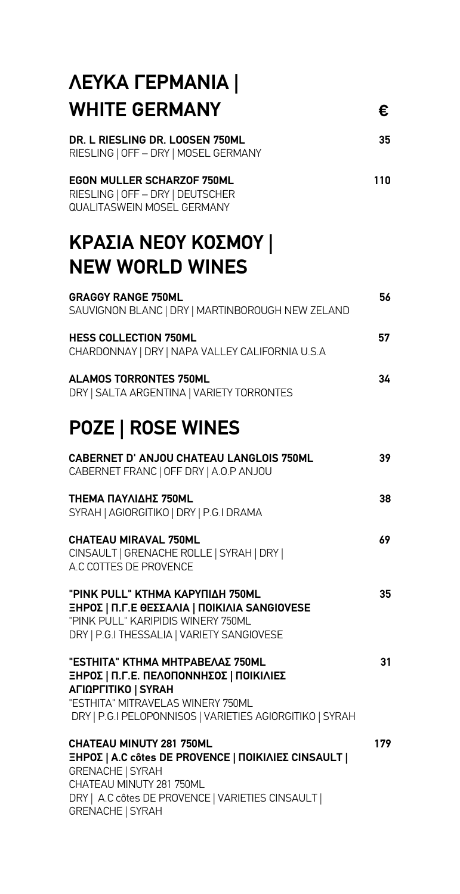## ΛΕΥΚΑ ΓΕΡΜΑΝΙΑ | WHITE GERMANY

€

**DR. L RIESLING DR. LOOSEN 750ML** — 35
RIESLING | OFF – DRY | MOSEL GERMANY

**EGON MULLER SCHARZOF 750ML** — 110
RIESLING | OFF – DRY | DEUTSCHER QUALITASWEIN MOSEL GERMANY

## ΚΡΑΣΙΑ ΝΕΟΥ ΚΟΣΜΟΥ | NEW WORLD WINES

**GRAGGY RANGE 750ML** — 56
SAUVIGNON BLANC | DRY | MARTINBOROUGH NEW ZELAND

**HESS COLLECTION 750ML** — 57
CHARDONNAY | DRY | NAPA VALLEY CALIFORNIA U.S.A

**ALAMOS TORRONTES 750ML** — 34
DRY | SALTA ARGENTINA | VARIETY TORRONTES

## ΡΟΖΕ | ROSE WINES

**CABERNET D' ANJOU CHATEAU LANGLOIS 750ML** — 39
CABERNET FRANC | OFF DRY | A.O.P ANJOU

**ΘΕΜΑ ΠΑΥΛΙΔΗΣ 750ML** — 38
SYRAH | AGIORGITIKO | DRY | P.G.I DRAMA

**CHATEAU MIRAVAL 750ML** — 69
CINSAULT | GRENACHE ROLLE | SYRAH | DRY | A.C COTTES DE PROVENCE

**"PINK PULL" ΚΤΗΜΑ ΚΑΡΥΠΙΔΗ 750ML** — 35
**ΞΗΡΟΣ | Π.Γ.Ε ΘΕΣΣΑΛΙΑ | ΠΟΙΚΙΛΙΑ SANGIOVESE**
"PINK PULL" KARIPIDIS WINERY 750ML
DRY | P.G.I THESSALIA | VARIETY SANGIOVESE

**"ΕSTHITA" ΚΤΗΜΑ ΜΗΤΡΑΒΕΛΑΣ 750ML** — 31
**ΞΗΡΟΣ | Π.Γ.Ε. ΠΕΛΟΠΟΝΝΗΣΟΣ | ΠΟΙΚΙΛΙΕΣ ΑΓΙΩΡΓΙΤΙΚΟ | SYRAH**
"ESTHITA" MITRAVELAS WINERY 750ML
DRY | P.G.I PELOPONNISOS | VARIETIES AGIORGITIKO | SYRAH

**CHATEAU MINUTY 281 750ML** — 179
**ΞΗΡΟΣ | A.C côtes DE PROVENCE | ΠΟΙΚΙΛΙΕΣ CINSAULT |**
GRENACHE | SYRAH
CHATEAU MINUTY 281 750ML
DRY | A.C côtes DE PROVENCE | VARIETIES CINSAULT | GRENACHE | SYRAH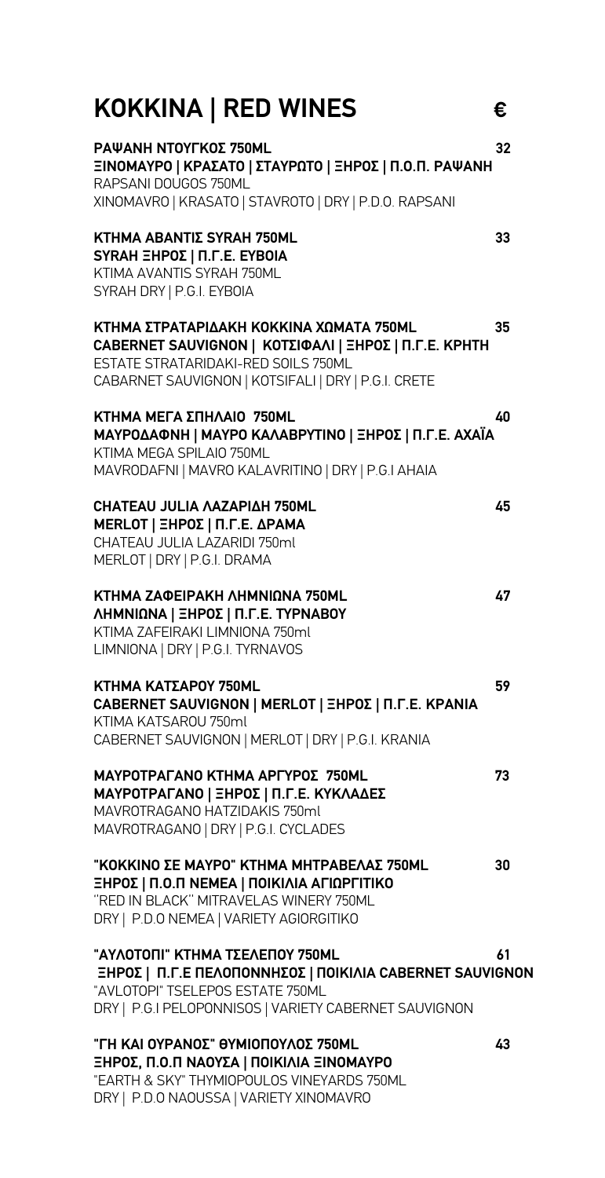# ΚΟΚΚΙΝΑ | RED WINES €

**ΡΑΨΑΝΗ ΝΤΟΥΓΚΟΣ 750ML** **32**
**ΞΙΝΟΜΑΥΡΟ | ΚΡΑΣΑΤΟ | ΣΤΑΥΡΩΤΟ | ΞΗΡΟΣ | Π.Ο.Π. ΡΑΨΑΝΗ**
RAPSANI DOUGOS 750ML
XINOMAVRO | KRASATO | STAVROTO | DRY | P.D.O. RAPSANI

**ΚΤΗΜΑ ΑΒΑΝΤΙΣ SYRAH 750ML** **33**
**SYRAH ΞΗΡΟΣ | Π.Γ.Ε. ΕΥΒΟΙΑ**
KTIMA AVANTIS SYRAH 750ML
SYRAH DRY | P.G.I. EYBOIA

**ΚΤΗΜΑ ΣΤΡΑΤΑΡΙΔΑΚΗ ΚΟΚΚΙΝΑ ΧΩΜΑΤΑ 750ML** **35**
**CABERNET SAUVIGNON | ΚΟΤΣΙΦΑΛΙ | ΞΗΡΟΣ | Π.Γ.Ε. ΚΡΗΤΗ**
ESTATE STRATARIDAKI-RED SOILS 750ML
CABARNET SAUVIGNON | KOTSIFALI | DRY | P.G.I. CRETE

**ΚΤΗΜΑ ΜΕΓΑ ΣΠΗΛΑΙΟ 750ML** **40**
**ΜΑΥΡΟΔΑΦΝΗ | ΜΑΥΡΟ ΚΑΛΑΒΡΥΤΙΝΟ | ΞΗΡΟΣ | Π.Γ.Ε. ΑΧΑΪΑ**
KTIMA MEGA SPILAIO 750ML
MAVRODAFNI | MAVRO KALAVRITINO | DRY | P.G.I AHAIA

**CHATEAU JULIA ΛΑΖΑΡΙΔΗ 750ML** **45**
**MERLOT | ΞΗΡΟΣ | Π.Γ.Ε. ΔΡΑΜΑ**
CHATEAU JULIA LAZARIDI 750ml
MERLOT | DRY | P.G.I. DRAMA

**ΚΤΗΜΑ ΖΑΦΕΙΡΑΚΗ ΛΗΜΝΙΩΝΑ 750ML** **47**
**ΛΗΜΝΙΩΝΑ | ΞΗΡΟΣ | Π.Γ.Ε. ΤΥΡΝΑΒΟΥ**
KTIMA ZAFEIRAKI LIMNIONA 750ml
LIMNIONA | DRY | P.G.I. TYRNAVOS

**ΚΤΗΜΑ ΚΑΤΣΑΡΟΥ 750ML** **59**
**CABERNET SAUVIGNON | MERLOT | ΞΗΡΟΣ | Π.Γ.Ε. ΚΡΑΝΙΑ**
KTIMA KATSAROU 750ml
CABERNET SAUVIGNON | MERLOT | DRY | P.G.I. KRANIA

**ΜΑΥΡΟΤΡΑΓΑΝΟ ΚΤΗΜΑ ΑΡΓΥΡΟΣ 750ML** **73**
**ΜΑΥΡΟΤΡΑΓΑΝΟ | ΞΗΡΟΣ | Π.Γ.Ε. ΚΥΚΛΑΔΕΣ**
MAVROTRAGANO HATZIDAKIS 750ml
MAVROTRAGANO | DRY | P.G.I. CYCLADES

**"ΚΟΚΚΙΝΟ ΣΕ ΜΑΥΡΟ" ΚΤΗΜΑ ΜΗΤΡΑΒΕΛΑΣ 750ML** **30**
**ΞΗΡΟΣ | Π.Ο.Π ΝΕΜΕΑ | ΠΟΙΚΙΛΙΑ ΑΓΙΩΡΓΙΤΙΚΟ**
''RED IN BLACK'' MITRAVELAS WINERY 750ML
DRY | P.D.O NEMEA | VARIETY AGIORGITIKO

**"ΑΥΛΟΤΟΠΙ" ΚΤΗΜΑ ΤΣΕΛΕΠΟΥ 750ML** **61**
**ΞΗΡΟΣ | Π.Γ.Ε ΠΕΛΟΠΟΝΝΗΣΟΣ | ΠΟΙΚΙΛΙΑ CABERNET SAUVIGNON**
"AVLOTOPI" TSELEPOS ESTATE 750ML
DRY | P.G.I PELOPONNISOS | VARIETY CABERNET SAUVIGNON

**"ΓΗ ΚΑΙ ΟΥΡΑΝΟΣ" ΘΥΜΙΟΠΟΥΛΟΣ 750ML** **43**
**ΞΗΡΟΣ, Π.Ο.Π ΝΑΟΥΣΑ | ΠΟΙΚΙΛΙΑ ΞΙΝΟΜΑΥΡΟ**
"EARTH & SKY" THYMIOPOULOS VINEYARDS 750ML
DRY | P.D.O NAOUSSA | VARIETY XINOMAVRO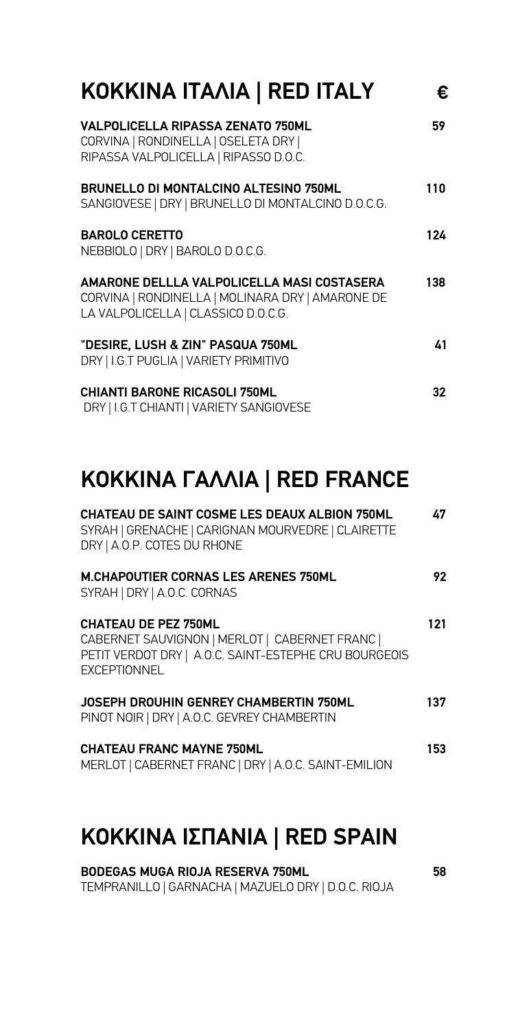## ΚΟΚΚΙΝΑ ΙΤΑΛΙΑ | RED ITALY

| | € |
|---|---|
| **VALPOLICELLA RIPASSA ZENATO 750ML**<br>CORVINA \| RONDINELLA \| OSELETA DRY \| RIPASSA VALPOLICELLA \| RIPASSO D.O.C. | 59 |
| **BRUNELLO DI MONTALCINO ALTESINO 750ML**<br>SANGIOVESE \| DRY \| BRUNELLO DI MONTALCINO D.O.C.G. | 110 |
| **BAROLO CERETTO**<br>NEBBIOLO \| DRY \| BAROLO D.O.C.G. | 124 |
| **AMARONE DELLLA VALPOLICELLA MASI COSTASERA**<br>CORVINA \| RONDINELLA \| MOLINARA DRY \| AMARONE DE LA VALPOLICELLA \| CLASSICO D.O.C.G. | 138 |
| **"DESIRE, LUSH & ZIN" PASQUA 750ML**<br>DRY \| I.G.T PUGLIA \| VARIETY PRIMITIVO | 41 |
| **CHIANTI BARONE RICASOLI 750ML**<br>DRY \| I.G.T CHIANTI \| VARIETY SANGIOVESE | 32 |

## ΚΟΚΚΙΝΑ ΓΑΛΛΙΑ | RED FRANCE

| | |
|---|---|
| **CHATEAU DE SAINT COSME LES DEAUX ALBION 750ML**<br>SYRAH \| GRENACHE \| CARIGNAN MOURVEDRE \| CLAIRETTE DRY \| A.O.P. COTES DU RHONE | 47 |
| **M.CHAPOUTIER CORNAS LES ARENES 750ML**<br>SYRAH \| DRY \| A.O.C. CORNAS | 92 |
| **CHATEAU DE PEZ 750ML**<br>CABERNET SAUVIGNON \| MERLOT \| CABERNET FRANC \| PETIT VERDOT DRY \| A.O.C. SAINT-ESTEPHE CRU BOURGEOIS EXCEPTIONNEL | 121 |
| **JOSEPH DROUHIN GENREY CHAMBERTIN 750ML**<br>PINOT NOIR \| DRY \| A.O.C. GEVREY CHAMBERTIN | 137 |
| **CHATEAU FRANC MAYNE 750ML**<br>MERLOT \| CABERNET FRANC \| DRY \| A.O.C. SAINT-EMILION | 153 |

## ΚΟΚΚΙΝΑ ΙΣΠΑΝΙΑ | RED SPAIN

| | |
|---|---|
| **BODEGAS MUGA RIOJA RESERVA 750ML**<br>TEMPRANILLO \| GARNACHA \| MAZUELO DRY \| D.O.C. RIOJA | 58 |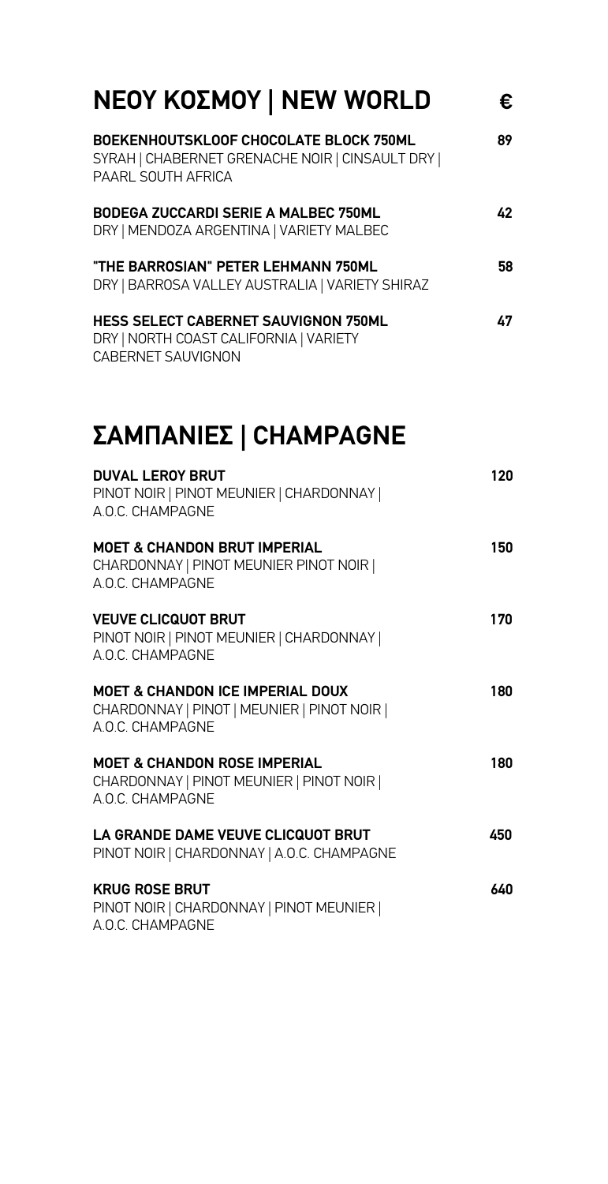## ΝΕΟΥ ΚΟΣΜΟΥ | NEW WORLD €

**BOEKENHOUTSKLOOF CHOCOLATE BLOCK 750ML** — 89
SYRAH | CHABERNET GRENACHE NOIR | CINSAULT DRY | PAARL SOUTH AFRICA

**BODEGA ZUCCARDI SERIE A MALBEC 750ML** — 42
DRY | MENDOZA ARGENTINA | VARIETY MALBEC

**"THE BARROSIAN" PETER LEHMANN 750ML** — 58
DRY | BARROSA VALLEY AUSTRALIA | VARIETY SHIRAZ

**HESS SELECT CABERNET SAUVIGNON 750ML** — 47
DRY | NORTH COAST CALIFORNIA | VARIETY CABERNET SAUVIGNON

## ΣΑΜΠΑΝΙΕΣ | CHAMPAGNE

**DUVAL LEROY BRUT** — 120
PINOT NOIR | PINOT MEUNIER | CHARDONNAY | A.O.C. CHAMPAGNE

**MOET & CHANDON BRUT IMPERIAL** — 150
CHARDONNAY | PINOT MEUNIER PINOT NOIR | A.O.C. CHAMPAGNE

**VEUVE CLICQUOT BRUT** — 170
PINOT NOIR | PINOT MEUNIER | CHARDONNAY | A.O.C. CHAMPAGNE

**MOET & CHANDON ICE IMPERIAL DOUX** — 180
CHARDONNAY | PINOT | MEUNIER | PINOT NOIR | A.O.C. CHAMPAGNE

**MOET & CHANDON ROSE IMPERIAL** — 180
CHARDONNAY | PINOT MEUNIER | PINOT NOIR | A.O.C. CHAMPAGNE

**LA GRANDE DAME VEUVE CLICQUOT BRUT** — 450
PINOT NOIR | CHARDONNAY | A.O.C. CHAMPAGNE

**KRUG ROSE BRUT** — 640
PINOT NOIR | CHARDONNAY | PINOT MEUNIER | A.O.C. CHAMPAGNE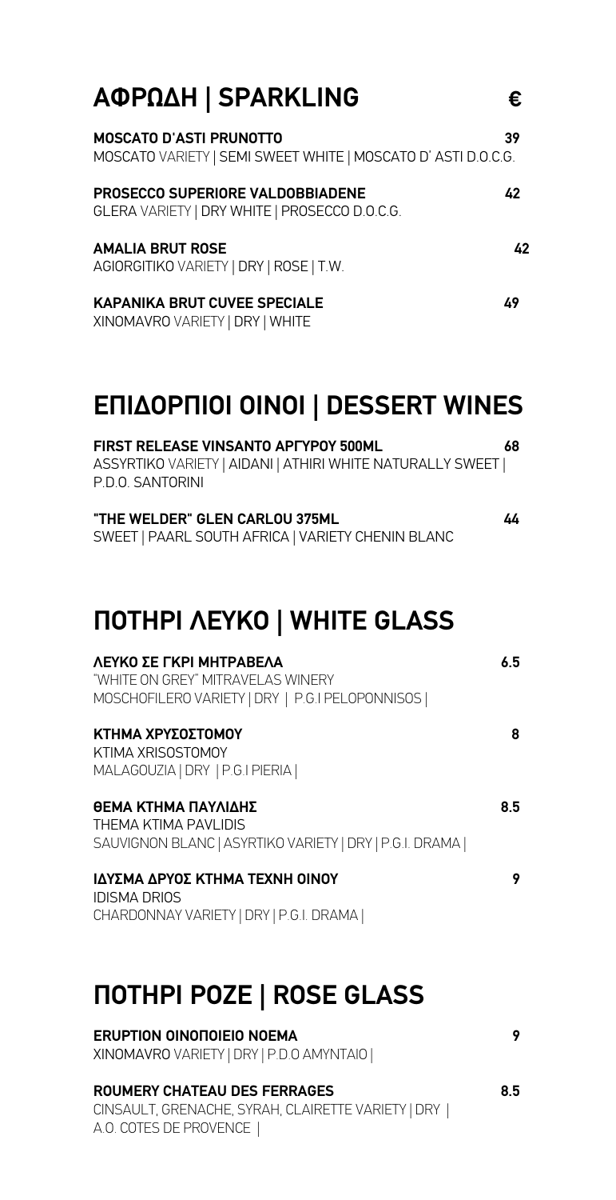## ΑΦΡΩΔΗ | SPARKLING €

**MOSCATO D'ASTI PRUNOTTO** 39
MOSCATO VARIETY | SEMI SWEET WHITE | MOSCATO D' ASTI D.O.C.G.

**PROSECCO SUPERIORE VALDOBBIADENE** 42
GLERA VARIETY | DRY WHITE | PROSECCO D.O.C.G.

**AMALIA BRUT ROSE** 42
AGIORGITIKO VARIETY | DRY | ROSE | T.W.

**KAPANIKA BRUT CUVEE SPECIALE** 49
XINOMAVRO VARIETY | DRY | WHITE

## ΕΠΙΔΟΡΠΙΟΙ ΟΙΝΟΙ | DESSERT WINES

**FIRST RELEASE VINSANTO ΑΡΓΥΡΟΥ 500ML** 68
ASSYRTIKO VARIETY | AIDANI | ATHIRI WHITE NATURALLY SWEET | P.D.O. SANTORINI

**"THE WELDER" GLEN CARLOU 375ML** 44
SWEET | PAARL SOUTH AFRICA | VARIETY CHENIN BLANC

## ΠΟΤΗΡΙ ΛΕΥΚΟ | WHITE GLASS

**ΛΕΥΚΟ ΣΕ ΓΚΡΙ ΜΗΤΡΑΒΕΛΑ** 6.5
"WHITE ON GREY" MITRAVELAS WINERY
MOSCHOFILERO VARIETY | DRY | P.G.I PELOPONNISOS |

**ΚΤΗΜΑ ΧΡΥΣΟΣΤΟΜΟΥ** 8
KTIMA XRISOSTOMOY
MALAGOUZIA | DRY | P.G.I PIERIA |

**ΘΕΜΑ ΚΤΗΜΑ ΠΑΥΛΙΔΗΣ** 8.5
THEMA KTIMA PAVLIDIS
SAUVIGNON BLANC | ASYRTIKO VARIETY | DRY | P.G.I. DRAMA |

**ΙΔΥΣΜΑ ΔΡΥΟΣ ΚΤΗΜΑ ΤΕΧΝΗ ΟΙΝΟΥ** 9
IDISMA DRIOS
CHARDONNAY VARIETY | DRY | P.G.I. DRAMA |

## ΠΟΤΗΡΙ ΡΟΖΕ | ROSE GLASS

**ERUPTION ΟΙΝΟΠΟΙΕΙΟ NOEMA** 9
XINOMAVRO VARIETY | DRY | P.D.O AMYNTAIO |

**ROUMERY CHATEAU DES FERRAGES** 8.5
CINSAULT, GRENACHE, SYRAH, CLAIRETTE VARIETY | DRY | A.O. COTES DE PROVENCE |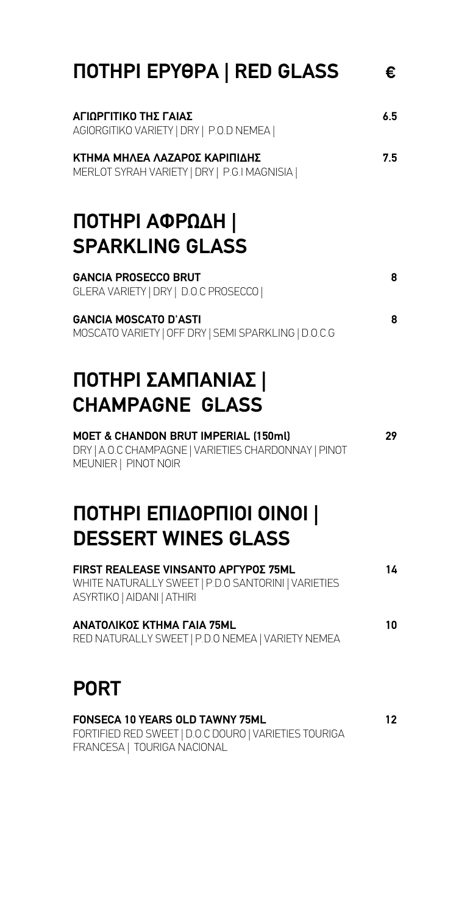## ΠΟΤΗΡΙ ΕΡΥΘΡΑ | RED GLASS €

**ΑΓΙΩΡΓΙΤΙΚΟ ΤΗΣ ΓΑΙΑΣ** 6.5
AGIORGITIKO VARIETY | DRY | P.O.D NEMEA |

**ΚΤΗΜΑ ΜΗΛΕΑ ΛΑΖΑΡΟΣ ΚΑΡΙΠΙΔΗΣ** 7.5
MERLOT SYRAH VARIETY | DRY | P.G.I MAGNISIA |

## ΠΟΤΗΡΙ ΑΦΡΩΔΗ | SPARKLING GLASS

**GANCIA PROSECCO BRUT** 8
GLERA VARIETY | DRY | D.O.C PROSECCO |

**GANCIA MOSCATO D'ASTI** 8
MOSCATO VARIETY | OFF DRY | SEMI SPARKLING | D.O.C.G

## ΠΟΤΗΡΙ ΣΑΜΠΑΝΙΑΣ | CHAMPAGNE GLASS

**MOET & CHANDON BRUT IMPERIAL (150ml)** 29
DRY | A.O.C CHAMPAGNE | VARIETIES CHARDONNAY | PINOT MEUNIER | PINOT NOIR

## ΠΟΤΗΡΙ ΕΠΙΔΟΡΠΙΟΙ ΟΙΝΟΙ | DESSERT WINES GLASS

**FIRST REALEASE VINSANTO ΑΡΓΥΡΟΣ 75ML** 14
WHITE NATURALLY SWEET | P.D.O SANTORINI | VARIETIES ASYRTIKO | AIDANI | ATHIRI

**ΑΝΑΤΟΛΙΚΟΣ ΚΤΗΜΑ ΓΑΙΑ 75ML** 10
RED NATURALLY SWEET | P.D.O NEMEA | VARIETY NEMEA

## PORT

**FONSECA 10 YEARS OLD TAWNY 75ML** 12
FORTIFIED RED SWEET | D.O.C DOURO | VARIETIES TOURIGA FRANCESA | TOURIGA NACIONAL